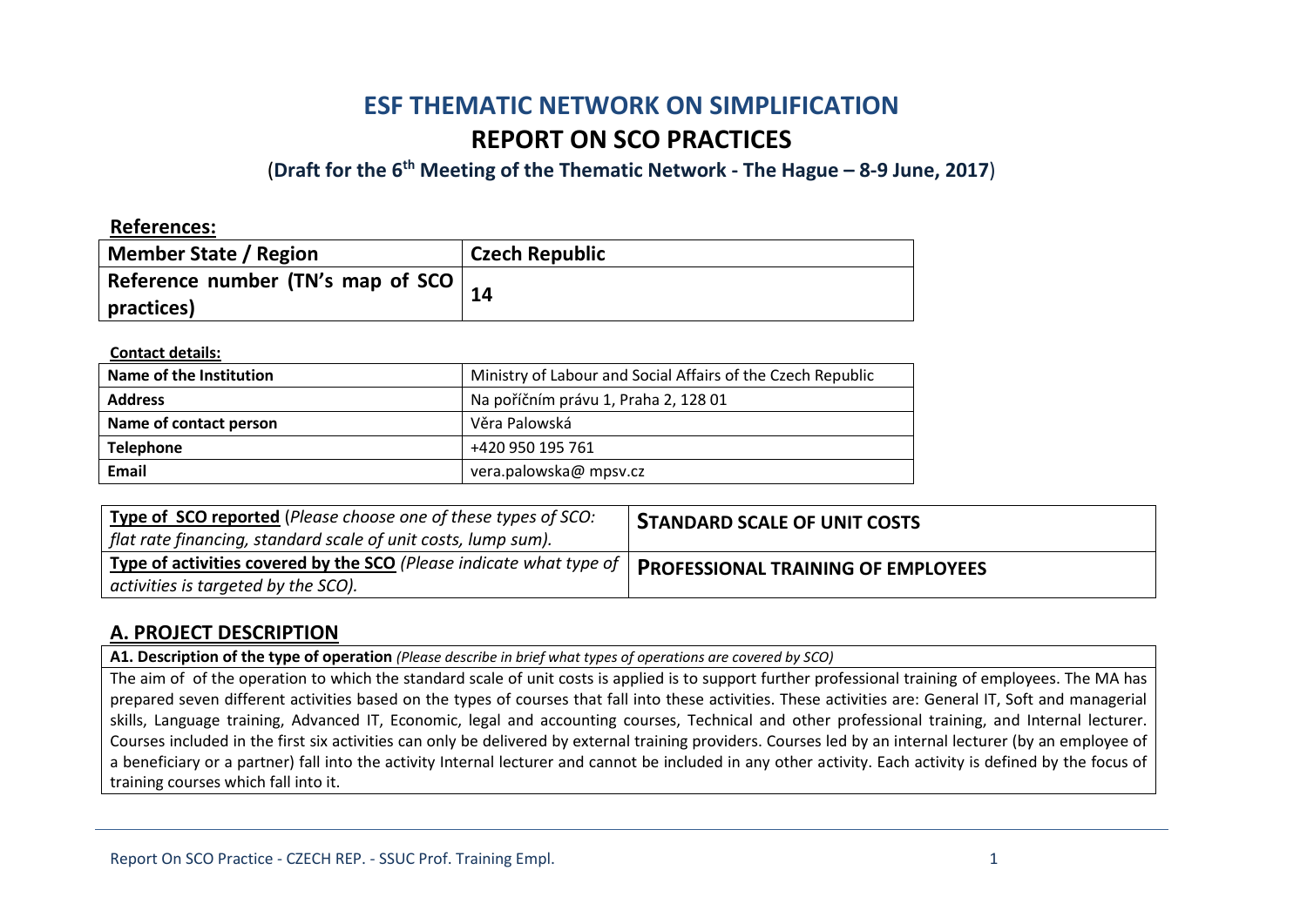# ESF THEMATIC NETWORK ON SIMPLIFICATION

# REPORT ON SCO PRACTICES

(**Draft for the 6th Meeting of the Thematic Network - The Hague – 8-9 June, 2017**)

**References:**

| Member State / Region | Czech Republic |
|---|---|
| Reference number (TN's map of SCO practices) | 14 |

**Contact details:**

| Name of the Institution | Ministry of Labour and Social Affairs of the Czech Republic |
|---|---|
| Address | Na poříčním právu 1, Praha 2, 128 01 |
| Name of contact person | Věra Palowská |
| Telephone | +420 950 195 761 |
| Email | vera.palowska@ mpsv.cz |

| **Type of SCO reported** (*Please choose one of these types of SCO: flat rate financing, standard scale of unit costs, lump sum).* | **STANDARD SCALE OF UNIT COSTS** |
|---|---|
| **Type of activities covered by the SCO** *(Please indicate what type of activities is targeted by the SCO).* | **PROFESSIONAL TRAINING OF EMPLOYEES** |

## A. PROJECT DESCRIPTION

| **A1. Description of the type of operation** *(Please describe in brief what types of operations are covered by SCO)* |
|---|
| The aim of of the operation to which the standard scale of unit costs is applied is to support further professional training of employees. The MA has prepared seven different activities based on the types of courses that fall into these activities. These activities are: General IT, Soft and managerial skills, Language training, Advanced IT, Economic, legal and accounting courses, Technical and other professional training, and Internal lecturer. Courses included in the first six activities can only be delivered by external training providers. Courses led by an internal lecturer (by an employee of a beneficiary or a partner) fall into the activity Internal lecturer and cannot be included in any other activity. Each activity is defined by the focus of training courses which fall into it. |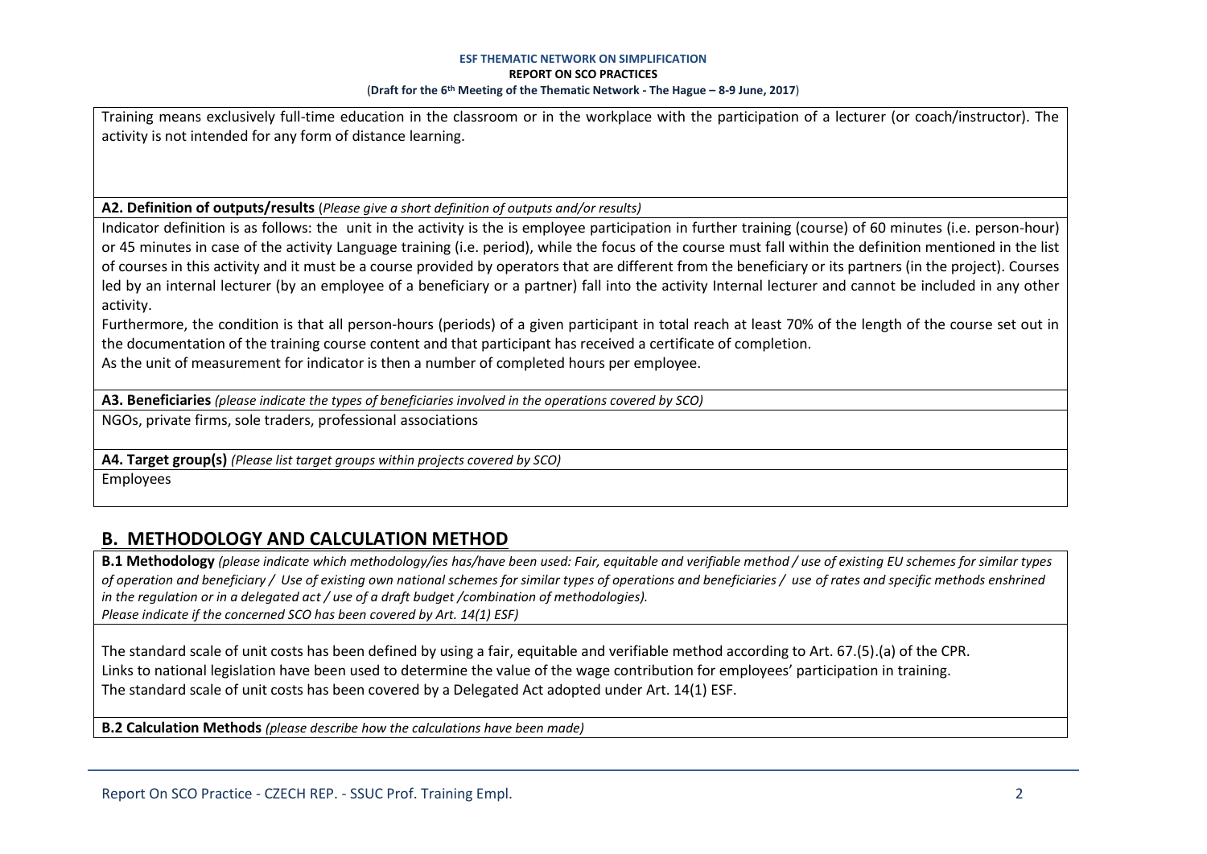Training means exclusively full-time education in the classroom or in the workplace with the participation of a lecturer (or coach/instructor). The activity is not intended for any form of distance learning.

**A2. Definition of outputs/results** (*Please give a short definition of outputs and/or results*)

Indicator definition is as follows: the unit in the activity is the is employee participation in further training (course) of 60 minutes (i.e. person-hour) or 45 minutes in case of the activity Language training (i.e. period), while the focus of the course must fall within the definition mentioned in the list of courses in this activity and it must be a course provided by operators that are different from the beneficiary or its partners (in the project). Courses led by an internal lecturer (by an employee of a beneficiary or a partner) fall into the activity Internal lecturer and cannot be included in any other activity.

Furthermore, the condition is that all person-hours (periods) of a given participant in total reach at least 70% of the length of the course set out in the documentation of the training course content and that participant has received a certificate of completion.

As the unit of measurement for indicator is then a number of completed hours per employee.

**A3. Beneficiaries** *(please indicate the types of beneficiaries involved in the operations covered by SCO)*

NGOs, private firms, sole traders, professional associations

**A4. Target group(s)** *(Please list target groups within projects covered by SCO)*

Employees

## B. METHODOLOGY AND CALCULATION METHOD

**B.1 Methodology** *(please indicate which methodology/ies has/have been used: Fair, equitable and verifiable method / use of existing EU schemes for similar types of operation and beneficiary / Use of existing own national schemes for similar types of operations and beneficiaries / use of rates and specific methods enshrined in the regulation or in a delegated act / use of a draft budget /combination of methodologies).*
*Please indicate if the concerned SCO has been covered by Art. 14(1) ESF)*

The standard scale of unit costs has been defined by using a fair, equitable and verifiable method according to Art. 67.(5).(a) of the CPR.
Links to national legislation have been used to determine the value of the wage contribution for employees' participation in training.
The standard scale of unit costs has been covered by a Delegated Act adopted under Art. 14(1) ESF.

**B.2 Calculation Methods** *(please describe how the calculations have been made)*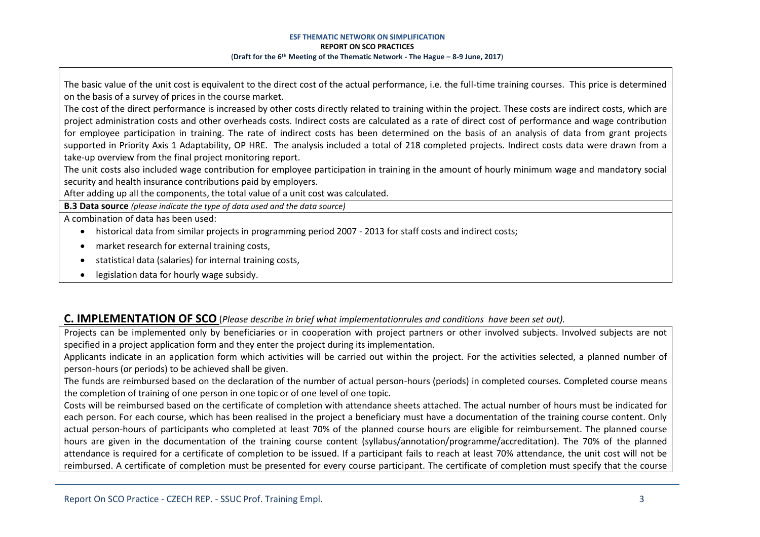The basic value of the unit cost is equivalent to the direct cost of the actual performance, i.e. the full-time training courses. This price is determined on the basis of a survey of prices in the course market.

The cost of the direct performance is increased by other costs directly related to training within the project. These costs are indirect costs, which are project administration costs and other overheads costs. Indirect costs are calculated as a rate of direct cost of performance and wage contribution for employee participation in training. The rate of indirect costs has been determined on the basis of an analysis of data from grant projects supported in Priority Axis 1 Adaptability, OP HRE. The analysis included a total of 218 completed projects. Indirect costs data were drawn from a take-up overview from the final project monitoring report.

The unit costs also included wage contribution for employee participation in training in the amount of hourly minimum wage and mandatory social security and health insurance contributions paid by employers.

After adding up all the components, the total value of a unit cost was calculated.

**B.3 Data source** *(please indicate the type of data used and the data source)*

A combination of data has been used:

- historical data from similar projects in programming period 2007 - 2013 for staff costs and indirect costs;
- market research for external training costs,
- statistical data (salaries) for internal training costs,
- legislation data for hourly wage subsidy.

## C. IMPLEMENTATION OF SCO (*Please describe in brief what implementationrules and conditions have been set out).*

Projects can be implemented only by beneficiaries or in cooperation with project partners or other involved subjects. Involved subjects are not specified in a project application form and they enter the project during its implementation.

Applicants indicate in an application form which activities will be carried out within the project. For the activities selected, a planned number of person-hours (or periods) to be achieved shall be given.

The funds are reimbursed based on the declaration of the number of actual person-hours (periods) in completed courses. Completed course means the completion of training of one person in one topic or of one level of one topic.

Costs will be reimbursed based on the certificate of completion with attendance sheets attached. The actual number of hours must be indicated for each person. For each course, which has been realised in the project a beneficiary must have a documentation of the training course content. Only actual person-hours of participants who completed at least 70% of the planned course hours are eligible for reimbursement. The planned course hours are given in the documentation of the training course content (syllabus/annotation/programme/accreditation). The 70% of the planned attendance is required for a certificate of completion to be issued. If a participant fails to reach at least 70% attendance, the unit cost will not be reimbursed. A certificate of completion must be presented for every course participant. The certificate of completion must specify that the course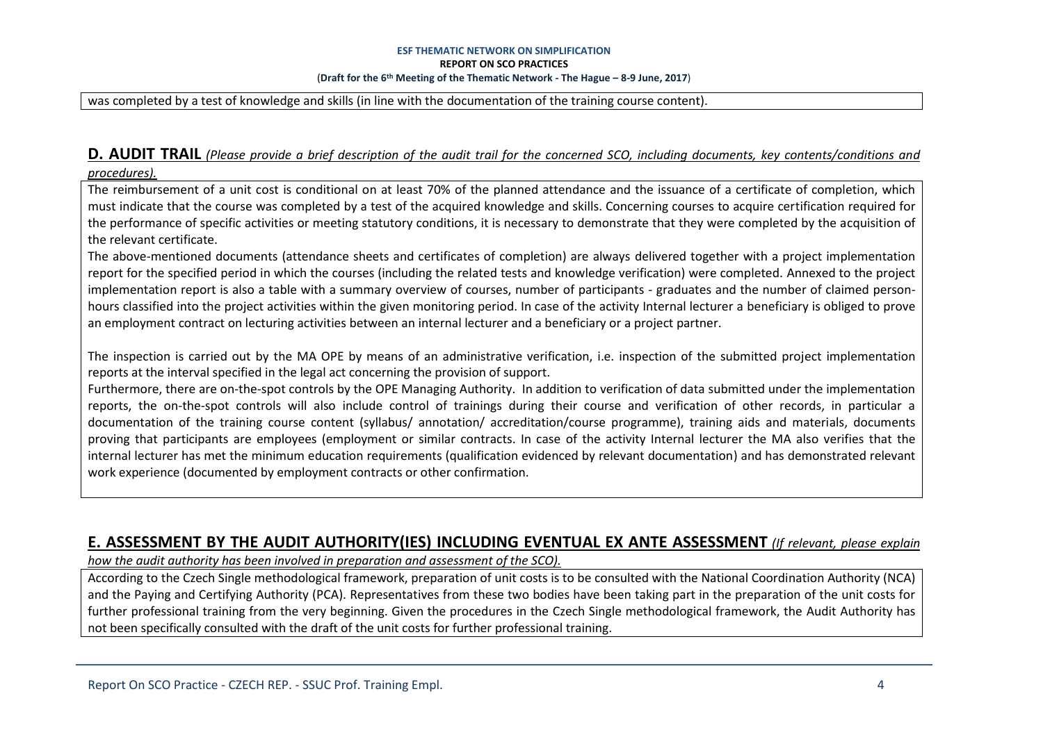was completed by a test of knowledge and skills (in line with the documentation of the training course content).

## D. AUDIT TRAIL *(Please provide a brief description of the audit trail for the concerned SCO, including documents, key contents/conditions and procedures).*

The reimbursement of a unit cost is conditional on at least 70% of the planned attendance and the issuance of a certificate of completion, which must indicate that the course was completed by a test of the acquired knowledge and skills. Concerning courses to acquire certification required for the performance of specific activities or meeting statutory conditions, it is necessary to demonstrate that they were completed by the acquisition of the relevant certificate.

The above-mentioned documents (attendance sheets and certificates of completion) are always delivered together with a project implementation report for the specified period in which the courses (including the related tests and knowledge verification) were completed. Annexed to the project implementation report is also a table with a summary overview of courses, number of participants - graduates and the number of claimed person-hours classified into the project activities within the given monitoring period. In case of the activity Internal lecturer a beneficiary is obliged to prove an employment contract on lecturing activities between an internal lecturer and a beneficiary or a project partner.

The inspection is carried out by the MA OPE by means of an administrative verification, i.e. inspection of the submitted project implementation reports at the interval specified in the legal act concerning the provision of support.

Furthermore, there are on-the-spot controls by the OPE Managing Authority. In addition to verification of data submitted under the implementation reports, the on-the-spot controls will also include control of trainings during their course and verification of other records, in particular a documentation of the training course content (syllabus/ annotation/ accreditation/course programme), training aids and materials, documents proving that participants are employees (employment or similar contracts. In case of the activity Internal lecturer the MA also verifies that the internal lecturer has met the minimum education requirements (qualification evidenced by relevant documentation) and has demonstrated relevant work experience (documented by employment contracts or other confirmation.

## E. ASSESSMENT BY THE AUDIT AUTHORITY(IES) INCLUDING EVENTUAL EX ANTE ASSESSMENT *(If relevant, please explain how the audit authority has been involved in preparation and assessment of the SCO).*

According to the Czech Single methodological framework, preparation of unit costs is to be consulted with the National Coordination Authority (NCA) and the Paying and Certifying Authority (PCA). Representatives from these two bodies have been taking part in the preparation of the unit costs for further professional training from the very beginning. Given the procedures in the Czech Single methodological framework, the Audit Authority has not been specifically consulted with the draft of the unit costs for further professional training.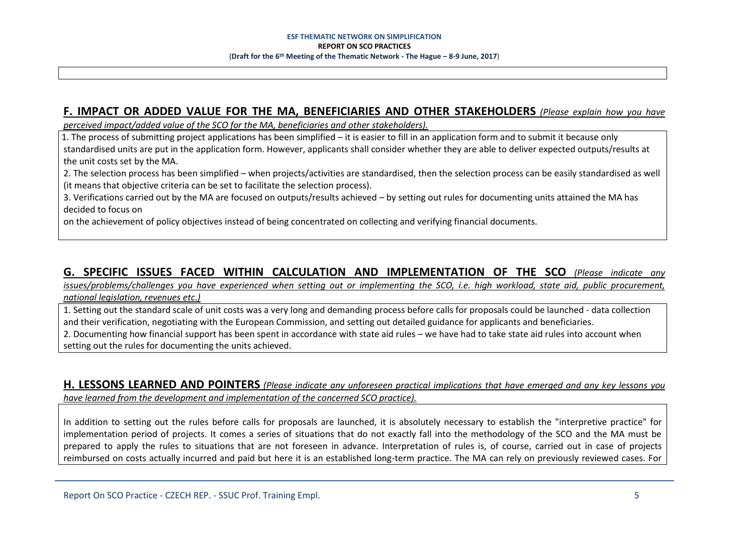## F. IMPACT OR ADDED VALUE FOR THE MA, BENEFICIARIES AND OTHER STAKEHOLDERS *(Please explain how you have perceived impact/added value of the SCO for the MA, beneficiaries and other stakeholders).*

1. The process of submitting project applications has been simplified – it is easier to fill in an application form and to submit it because only standardised units are put in the application form. However, applicants shall consider whether they are able to deliver expected outputs/results at the unit costs set by the MA.
2. The selection process has been simplified – when projects/activities are standardised, then the selection process can be easily standardised as well (it means that objective criteria can be set to facilitate the selection process).
3. Verifications carried out by the MA are focused on outputs/results achieved – by setting out rules for documenting units attained the MA has decided to focus on

on the achievement of policy objectives instead of being concentrated on collecting and verifying financial documents.

## G. SPECIFIC ISSUES FACED WITHIN CALCULATION AND IMPLEMENTATION OF THE SCO *(Please indicate any issues/problems/challenges you have experienced when setting out or implementing the SCO, i.e. high workload, state aid, public procurement, national legislation, revenues etc.)*

1. Setting out the standard scale of unit costs was a very long and demanding process before calls for proposals could be launched - data collection and their verification, negotiating with the European Commission, and setting out detailed guidance for applicants and beneficiaries.
2. Documenting how financial support has been spent in accordance with state aid rules – we have had to take state aid rules into account when setting out the rules for documenting the units achieved.

## H. LESSONS LEARNED AND POINTERS *(Please indicate any unforeseen practical implications that have emerged and any key lessons you have learned from the development and implementation of the concerned SCO practice).*

In addition to setting out the rules before calls for proposals are launched, it is absolutely necessary to establish the "interpretive practice" for implementation period of projects. It comes a series of situations that do not exactly fall into the methodology of the SCO and the MA must be prepared to apply the rules to situations that are not foreseen in advance. Interpretation of rules is, of course, carried out in case of projects reimbursed on costs actually incurred and paid but here it is an established long-term practice. The MA can rely on previously reviewed cases. For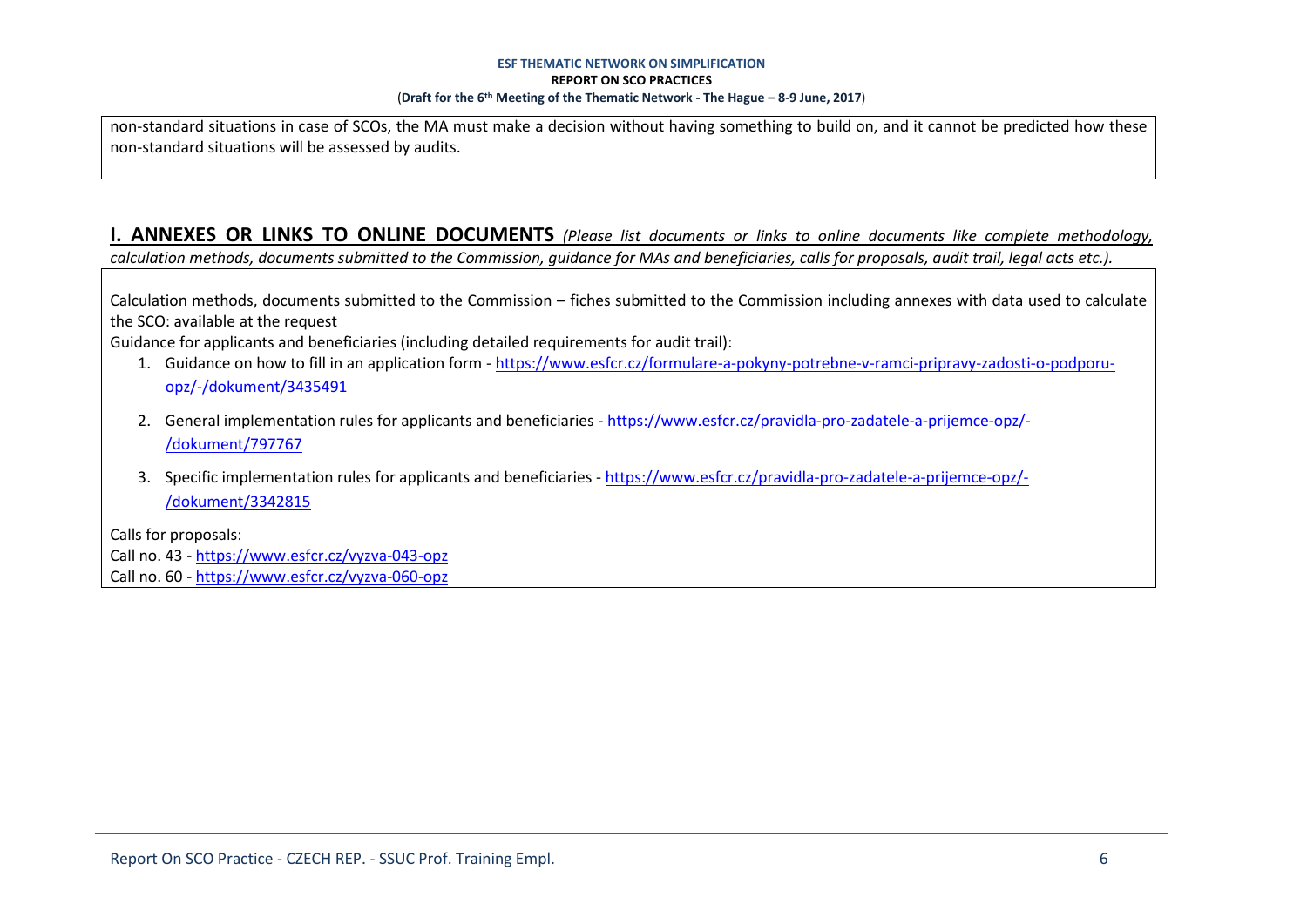non-standard situations in case of SCOs, the MA must make a decision without having something to build on, and it cannot be predicted how these non-standard situations will be assessed by audits.

## I. ANNEXES OR LINKS TO ONLINE DOCUMENTS *(Please list documents or links to online documents like complete methodology, calculation methods, documents submitted to the Commission, guidance for MAs and beneficiaries, calls for proposals, audit trail, legal acts etc.).*

Calculation methods, documents submitted to the Commission – fiches submitted to the Commission including annexes with data used to calculate the SCO: available at the request

Guidance for applicants and beneficiaries (including detailed requirements for audit trail):

1. Guidance on how to fill in an application form - https://www.esfcr.cz/formulare-a-pokyny-potrebne-v-ramci-pripravy-zadosti-o-podporu-opz/-/dokument/3435491
2. General implementation rules for applicants and beneficiaries - https://www.esfcr.cz/pravidla-pro-zadatele-a-prijemce-opz/-/dokument/797767
3. Specific implementation rules for applicants and beneficiaries - https://www.esfcr.cz/pravidla-pro-zadatele-a-prijemce-opz/-/dokument/3342815

Calls for proposals:

Call no. 43 - https://www.esfcr.cz/vyzva-043-opz

Call no. 60 - https://www.esfcr.cz/vyzva-060-opz